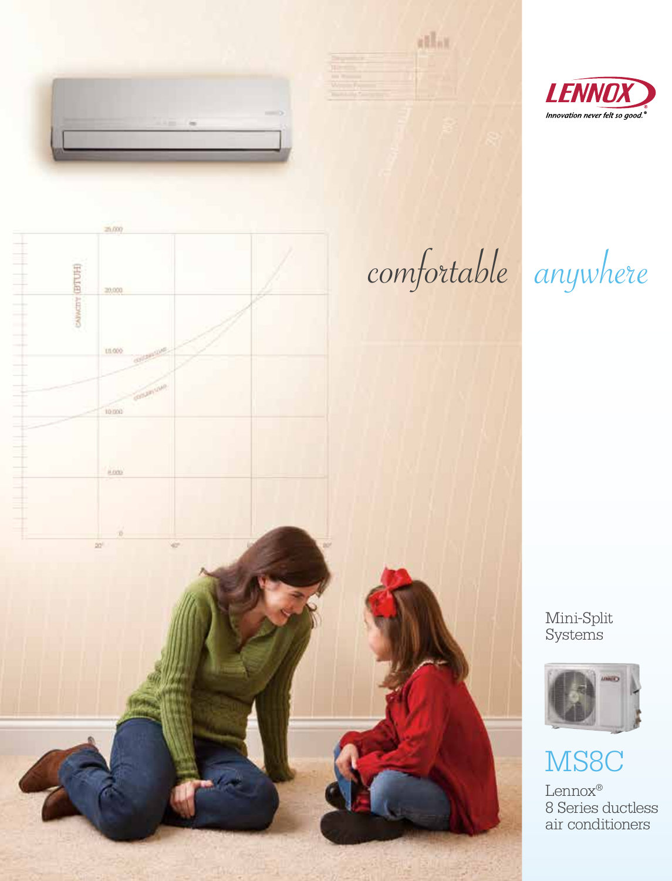LENNOX

*Innovation never felt so good.®*

# *comfortable anywhere*

Mini-Split Systems

## MS8C

Lennox®
8 Series ductless air conditioners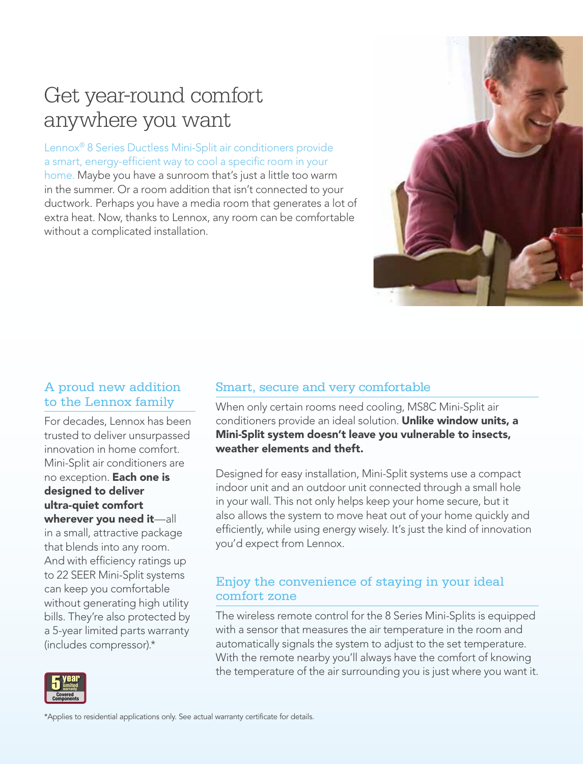# Get year-round comfort anywhere you want

Lennox® 8 Series Ductless Mini-Split air conditioners provide a smart, energy-efficient way to cool a specific room in your home. Maybe you have a sunroom that's just a little too warm in the summer. Or a room addition that isn't connected to your ductwork. Perhaps you have a media room that generates a lot of extra heat. Now, thanks to Lennox, any room can be comfortable without a complicated installation.

## A proud new addition to the Lennox family

For decades, Lennox has been trusted to deliver unsurpassed innovation in home comfort. Mini-Split air conditioners are no exception. **Each one is designed to deliver ultra-quiet comfort wherever you need it**—all in a small, attractive package that blends into any room. And with efficiency ratings up to 22 SEER Mini-Split systems can keep you comfortable without generating high utility bills. They're also protected by a 5-year limited parts warranty (includes compressor).*

5 year limited warranty Covered Components

## Smart, secure and very comfortable

When only certain rooms need cooling, MS8C Mini-Split air conditioners provide an ideal solution. **Unlike window units, a Mini-Split system doesn't leave you vulnerable to insects, weather elements and theft.**

Designed for easy installation, Mini-Split systems use a compact indoor unit and an outdoor unit connected through a small hole in your wall. This not only helps keep your home secure, but it also allows the system to move heat out of your home quickly and efficiently, while using energy wisely. It's just the kind of innovation you'd expect from Lennox.

## Enjoy the convenience of staying in your ideal comfort zone

The wireless remote control for the 8 Series Mini-Splits is equipped with a sensor that measures the air temperature in the room and automatically signals the system to adjust to the set temperature. With the remote nearby you'll always have the comfort of knowing the temperature of the air surrounding you is just where you want it.

*Applies to residential applications only. See actual warranty certificate for details.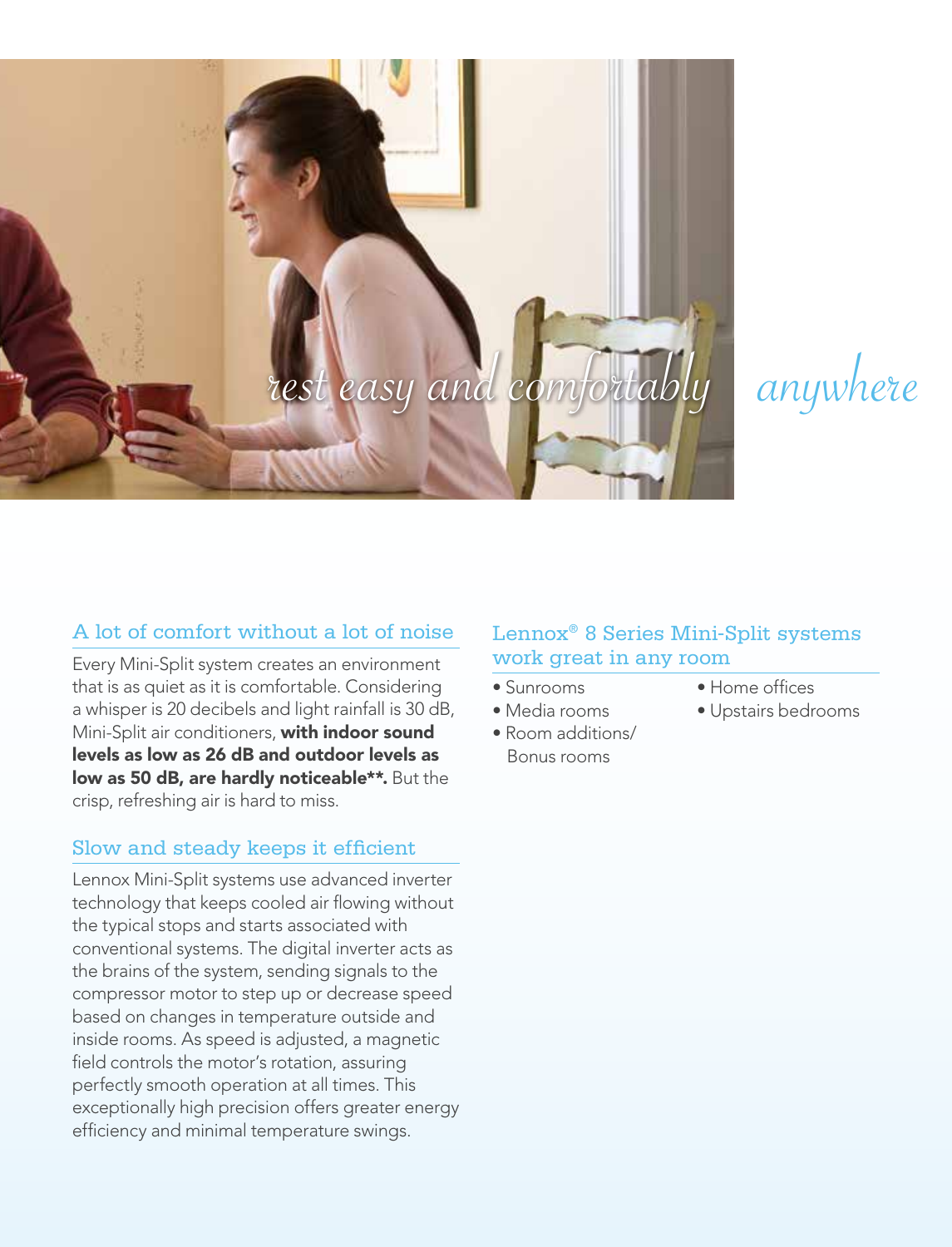*rest easy and comfortably anywhere*

## A lot of comfort without a lot of noise

Every Mini-Split system creates an environment that is as quiet as it is comfortable. Considering a whisper is 20 decibels and light rainfall is 30 dB, Mini-Split air conditioners, **with indoor sound levels as low as 26 dB and outdoor levels as low as 50 dB, are hardly noticeable**.** But the crisp, refreshing air is hard to miss.

## Slow and steady keeps it efficient

Lennox Mini-Split systems use advanced inverter technology that keeps cooled air flowing without the typical stops and starts associated with conventional systems. The digital inverter acts as the brains of the system, sending signals to the compressor motor to step up or decrease speed based on changes in temperature outside and inside rooms. As speed is adjusted, a magnetic field controls the motor's rotation, assuring perfectly smooth operation at all times. This exceptionally high precision offers greater energy efficiency and minimal temperature swings.

## Lennox® 8 Series Mini-Split systems work great in any room

- Sunrooms
- Media rooms
- Room additions/ Bonus rooms
- Home offices
- Upstairs bedrooms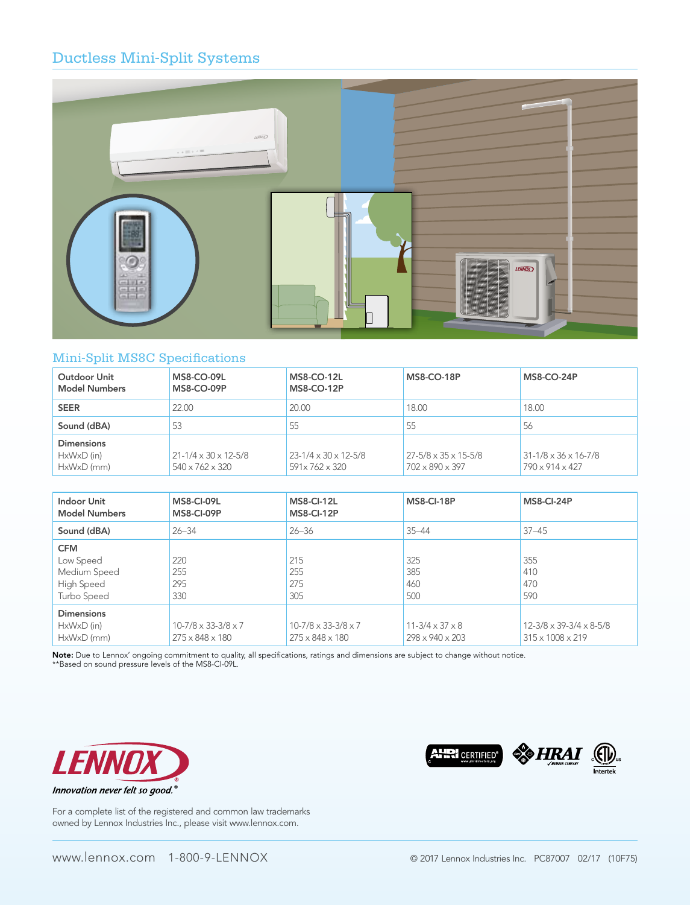# Ductless Mini-Split Systems

## Mini-Split MS8C Specifications

| Outdoor Unit Model Numbers | MS8-CO-09L MS8-CO-09P | MS8-CO-12L MS8-CO-12P | MS8-CO-18P | MS8-CO-24P |
|---|---|---|---|---|
| **SEER** | 22.00 | 20.00 | 18.00 | 18.00 |
| **Sound (dBA)** | 53 | 55 | 55 | 56 |
| **Dimensions** HxWxD (in) HxWxD (mm) | 21-1/4 x 30 x 12-5/8 540 x 762 x 320 | 23-1/4 x 30 x 12-5/8 591x 762 x 320 | 27-5/8 x 35 x 15-5/8 702 x 890 x 397 | 31-1/8 x 36 x 16-7/8 790 x 914 x 427 |

| Indoor Unit Model Numbers | MS8-CI-09L MS8-CI-09P | MS8-CI-12L MS8-CI-12P | MS8-CI-18P | MS8-CI-24P |
|---|---|---|---|---|
| **Sound (dBA)** | 26–34 | 26–36 | 35–44 | 37–45 |
| **CFM** | | | | |
| Low Speed | 220 | 215 | 325 | 355 |
| Medium Speed | 255 | 255 | 385 | 410 |
| High Speed | 295 | 275 | 460 | 470 |
| Turbo Speed | 330 | 305 | 500 | 590 |
| **Dimensions** HxWxD (in) HxWxD (mm) | 10-7/8 x 33-3/8 x 7 275 x 848 x 180 | 10-7/8 x 33-3/8 x 7 275 x 848 x 180 | 11-3/4 x 37 x 8 298 x 940 x 203 | 12-3/8 x 39-3/4 x 8-5/8 315 x 1008 x 219 |

**Note:** Due to Lennox' ongoing commitment to quality, all specifications, ratings and dimensions are subject to change without notice.
**Based on sound pressure levels of the MS8-CI-09L.

LENNOX

*Innovation never felt so good.*®

AHRI CERTIFIED® HRAI Intertek

For a complete list of the registered and common law trademarks owned by Lennox Industries Inc., please visit www.lennox.com.

www.lennox.com 1-800-9-LENNOX

© 2017 Lennox Industries Inc. PC87007 02/17 (10F75)